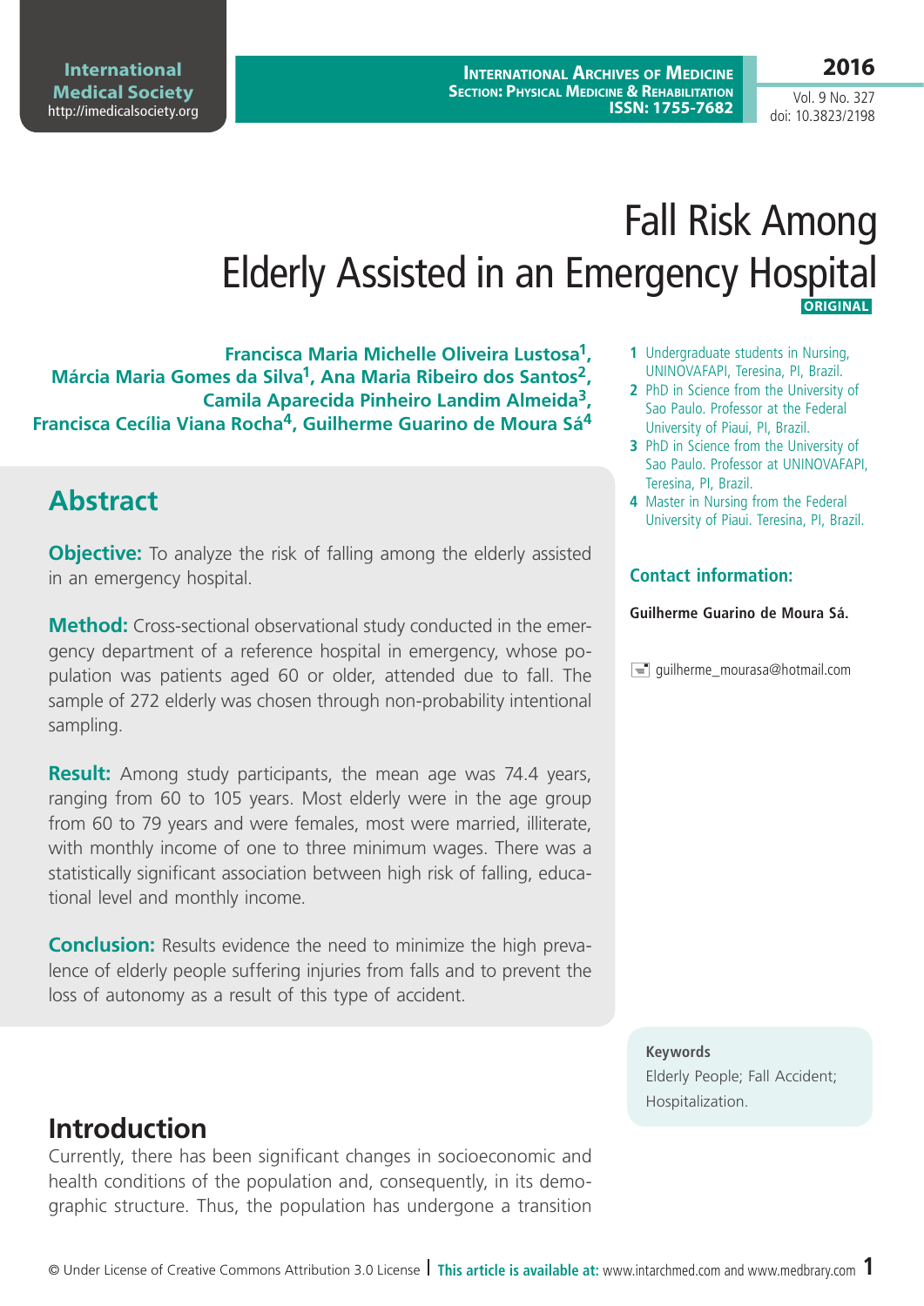# Fall Risk Among Elderly Assisted in an Emergency Hospital

**ORIGINAL**

**Francisca Maria Michelle Oliveira Lustosa[1], Márcia Maria Gomes da Silva[1], Ana Maria Ribeiro dos Santos[2], Camila Aparecida Pinheiro Landim Almeida[3], Francisca Cecília Viana Rocha[4], Guilherme Guarino de Moura Sá[4]**

1. Undergraduate students in Nursing, UNINOVAFAPI, Teresina, PI, Brazil.
2. PhD in Science from the University of Sao Paulo. Professor at the Federal University of Piaui, PI, Brazil.
3. PhD in Science from the University of Sao Paulo. Professor at UNINOVAFAPI, Teresina, PI, Brazil.
4. Master in Nursing from the Federal University of Piaui. Teresina, PI, Brazil.

**Contact information:**

**Guilherme Guarino de Moura Sá.**

guilherme_mourasa@hotmail.com

## Abstract

**Objective:** To analyze the risk of falling among the elderly assisted in an emergency hospital.

**Method:** Cross-sectional observational study conducted in the emergency department of a reference hospital in emergency, whose population was patients aged 60 or older, attended due to fall. The sample of 272 elderly was chosen through non-probability intentional sampling.

**Result:** Among study participants, the mean age was 74.4 years, ranging from 60 to 105 years. Most elderly were in the age group from 60 to 79 years and were females, most were married, illiterate, with monthly income of one to three minimum wages. There was a statistically significant association between high risk of falling, educational level and monthly income.

**Conclusion:** Results evidence the need to minimize the high prevalence of elderly people suffering injuries from falls and to prevent the loss of autonomy as a result of this type of accident.

**Keywords**
Elderly People; Fall Accident; Hospitalization.

## Introduction

Currently, there has been significant changes in socioeconomic and health conditions of the population and, consequently, in its demographic structure. Thus, the population has undergone a transition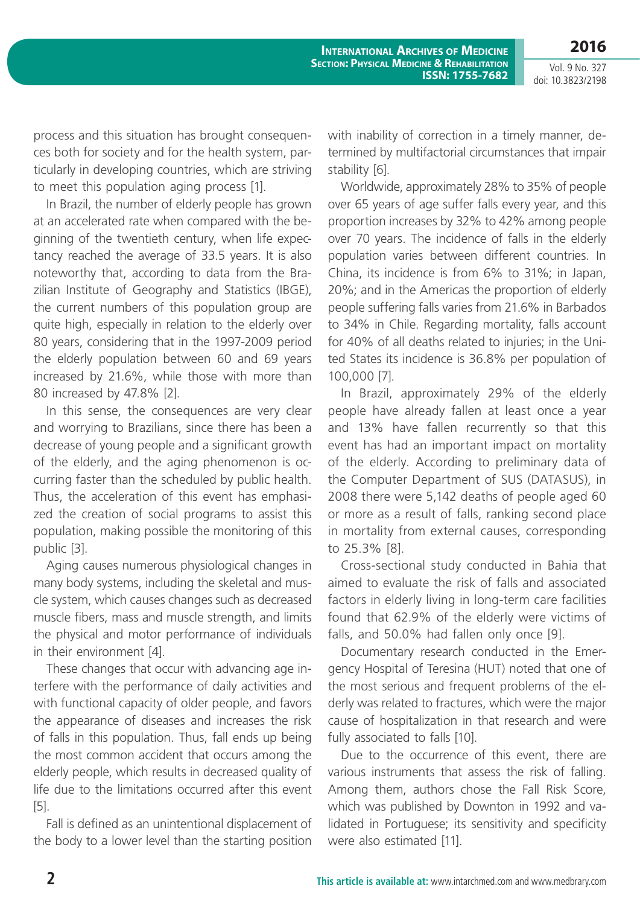process and this situation has brought consequences both for society and for the health system, particularly in developing countries, which are striving to meet this population aging process [1].

In Brazil, the number of elderly people has grown at an accelerated rate when compared with the beginning of the twentieth century, when life expectancy reached the average of 33.5 years. It is also noteworthy that, according to data from the Brazilian Institute of Geography and Statistics (IBGE), the current numbers of this population group are quite high, especially in relation to the elderly over 80 years, considering that in the 1997-2009 period the elderly population between 60 and 69 years increased by 21.6%, while those with more than 80 increased by 47.8% [2].

In this sense, the consequences are very clear and worrying to Brazilians, since there has been a decrease of young people and a significant growth of the elderly, and the aging phenomenon is occurring faster than the scheduled by public health. Thus, the acceleration of this event has emphasized the creation of social programs to assist this population, making possible the monitoring of this public [3].

Aging causes numerous physiological changes in many body systems, including the skeletal and muscle system, which causes changes such as decreased muscle fibers, mass and muscle strength, and limits the physical and motor performance of individuals in their environment [4].

These changes that occur with advancing age interfere with the performance of daily activities and with functional capacity of older people, and favors the appearance of diseases and increases the risk of falls in this population. Thus, fall ends up being the most common accident that occurs among the elderly people, which results in decreased quality of life due to the limitations occurred after this event [5].

Fall is defined as an unintentional displacement of the body to a lower level than the starting position with inability of correction in a timely manner, determined by multifactorial circumstances that impair stability [6].

Worldwide, approximately 28% to 35% of people over 65 years of age suffer falls every year, and this proportion increases by 32% to 42% among people over 70 years. The incidence of falls in the elderly population varies between different countries. In China, its incidence is from 6% to 31%; in Japan, 20%; and in the Americas the proportion of elderly people suffering falls varies from 21.6% in Barbados to 34% in Chile. Regarding mortality, falls account for 40% of all deaths related to injuries; in the United States its incidence is 36.8% per population of 100,000 [7].

In Brazil, approximately 29% of the elderly people have already fallen at least once a year and 13% have fallen recurrently so that this event has had an important impact on mortality of the elderly. According to preliminary data of the Computer Department of SUS (DATASUS), in 2008 there were 5,142 deaths of people aged 60 or more as a result of falls, ranking second place in mortality from external causes, corresponding to 25.3% [8].

Cross-sectional study conducted in Bahia that aimed to evaluate the risk of falls and associated factors in elderly living in long-term care facilities found that 62.9% of the elderly were victims of falls, and 50.0% had fallen only once [9].

Documentary research conducted in the Emergency Hospital of Teresina (HUT) noted that one of the most serious and frequent problems of the elderly was related to fractures, which were the major cause of hospitalization in that research and were fully associated to falls [10].

Due to the occurrence of this event, there are various instruments that assess the risk of falling. Among them, authors chose the Fall Risk Score, which was published by Downton in 1992 and validated in Portuguese; its sensitivity and specificity were also estimated [11].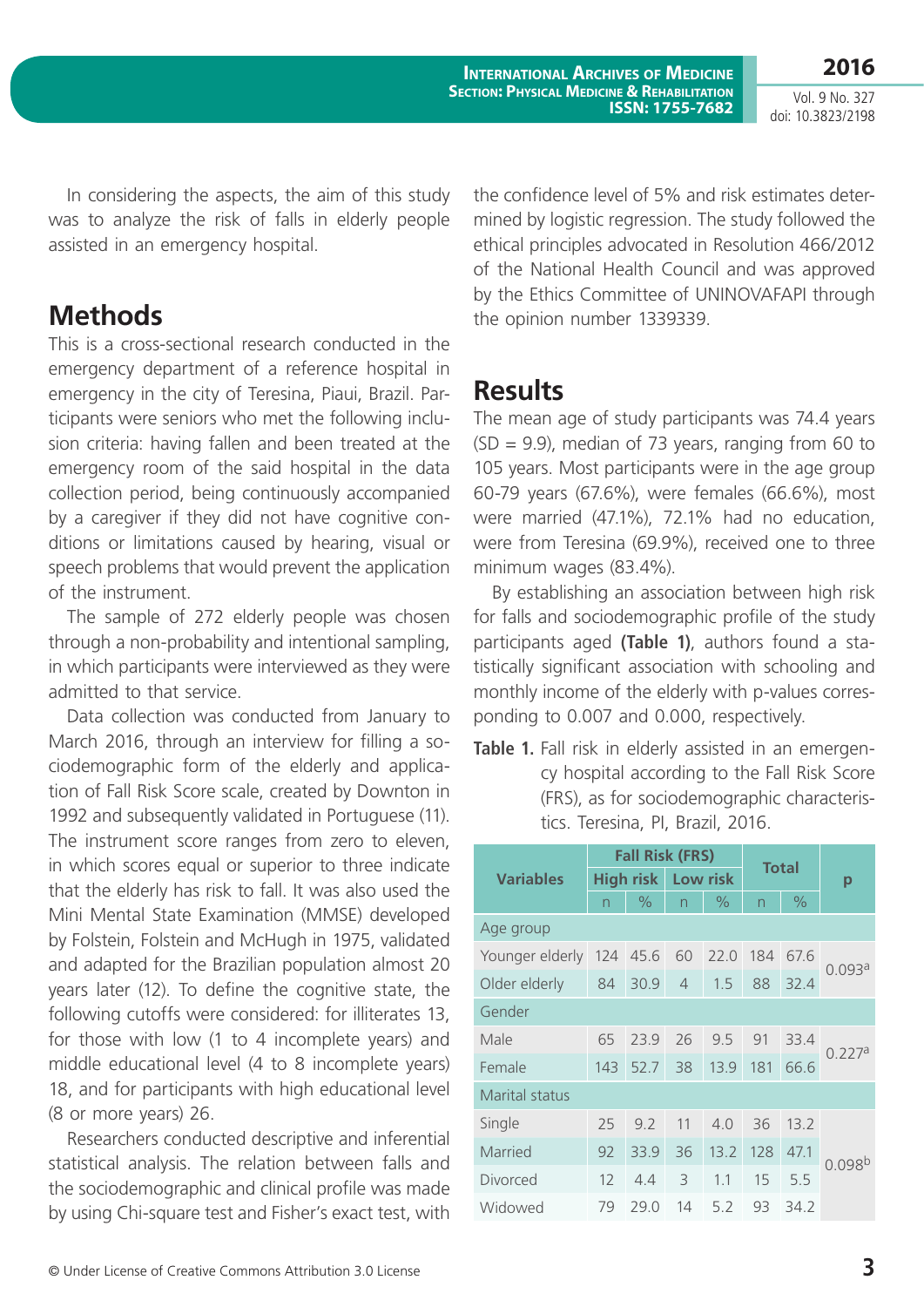In considering the aspects, the aim of this study was to analyze the risk of falls in elderly people assisted in an emergency hospital.

## Methods

This is a cross-sectional research conducted in the emergency department of a reference hospital in emergency in the city of Teresina, Piaui, Brazil. Participants were seniors who met the following inclusion criteria: having fallen and been treated at the emergency room of the said hospital in the data collection period, being continuously accompanied by a caregiver if they did not have cognitive conditions or limitations caused by hearing, visual or speech problems that would prevent the application of the instrument.

The sample of 272 elderly people was chosen through a non-probability and intentional sampling, in which participants were interviewed as they were admitted to that service.

Data collection was conducted from January to March 2016, through an interview for filling a sociodemographic form of the elderly and application of Fall Risk Score scale, created by Downton in 1992 and subsequently validated in Portuguese (11). The instrument score ranges from zero to eleven, in which scores equal or superior to three indicate that the elderly has risk to fall. It was also used the Mini Mental State Examination (MMSE) developed by Folstein, Folstein and McHugh in 1975, validated and adapted for the Brazilian population almost 20 years later (12). To define the cognitive state, the following cutoffs were considered: for illiterates 13, for those with low (1 to 4 incomplete years) and middle educational level (4 to 8 incomplete years) 18, and for participants with high educational level (8 or more years) 26.

Researchers conducted descriptive and inferential statistical analysis. The relation between falls and the sociodemographic and clinical profile was made by using Chi-square test and Fisher's exact test, with the confidence level of 5% and risk estimates determined by logistic regression. The study followed the ethical principles advocated in Resolution 466/2012 of the National Health Council and was approved by the Ethics Committee of UNINOVAFAPI through the opinion number 1339339.

## Results

The mean age of study participants was 74.4 years (SD = 9.9), median of 73 years, ranging from 60 to 105 years. Most participants were in the age group 60-79 years (67.6%), were females (66.6%), most were married (47.1%), 72.1% had no education, were from Teresina (69.9%), received one to three minimum wages (83.4%).

By establishing an association between high risk for falls and sociodemographic profile of the study participants aged **(Table 1)**, authors found a statistically significant association with schooling and monthly income of the elderly with p-values corresponding to 0.007 and 0.000, respectively.

**Table 1.** Fall risk in elderly assisted in an emergency hospital according to the Fall Risk Score (FRS), as for sociodemographic characteristics. Teresina, PI, Brazil, 2016.

| Variables | Fall Risk (FRS) | | | | Total | | p |
|---|---|---|---|---|---|---|---|
| | High risk | | Low risk | | | | |
| | n | % | n | % | n | % | |
| Age group | | | | | | | |
| Younger elderly | 124 | 45.6 | 60 | 22.0 | 184 | 67.6 | 0.093[a] |
| Older elderly | 84 | 30.9 | 4 | 1.5 | 88 | 32.4 | |
| Gender | | | | | | | |
| Male | 65 | 23.9 | 26 | 9.5 | 91 | 33.4 | 0.227[a] |
| Female | 143 | 52.7 | 38 | 13.9 | 181 | 66.6 | |
| Marital status | | | | | | | |
| Single | 25 | 9.2 | 11 | 4.0 | 36 | 13.2 | 0.098[b] |
| Married | 92 | 33.9 | 36 | 13.2 | 128 | 47.1 | |
| Divorced | 12 | 4.4 | 3 | 1.1 | 15 | 5.5 | |
| Widowed | 79 | 29.0 | 14 | 5.2 | 93 | 34.2 | |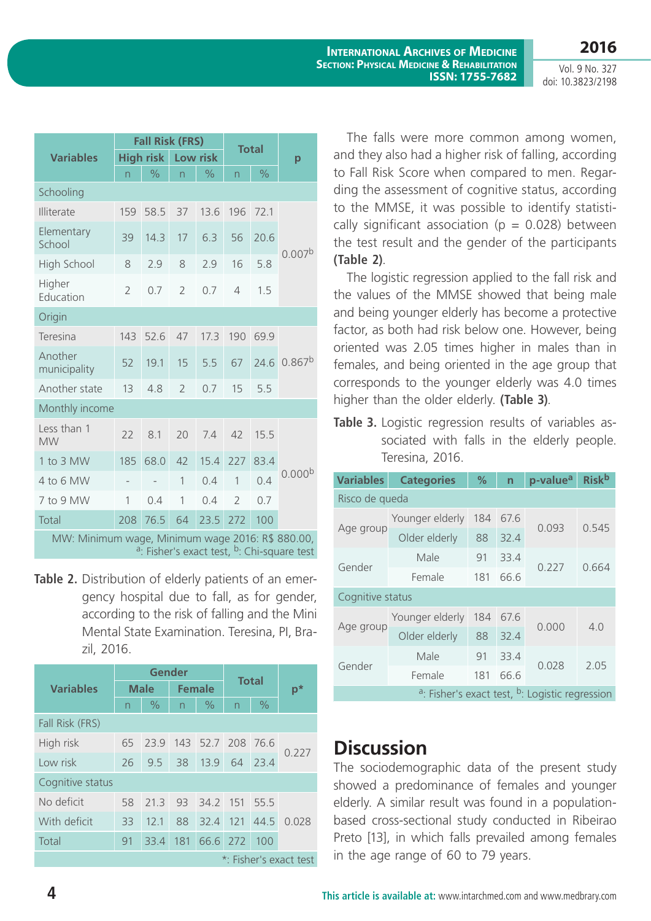| Variables | Fall Risk (FRS) | | | | Total | | p |
|---|---|---|---|---|---|---|---|
| | High risk | | Low risk | | | | |
| | n | % | n | % | n | % | |
| Schooling | | | | | | | |
| Illiterate | 159 | 58.5 | 37 | 13.6 | 196 | 72.1 | 0.007[b] |
| Elementary School | 39 | 14.3 | 17 | 6.3 | 56 | 20.6 | |
| High School | 8 | 2.9 | 8 | 2.9 | 16 | 5.8 | |
| Higher Education | 2 | 0.7 | 2 | 0.7 | 4 | 1.5 | |
| Origin | | | | | | | |
| Teresina | 143 | 52.6 | 47 | 17.3 | 190 | 69.9 | 0.867[b] |
| Another municipality | 52 | 19.1 | 15 | 5.5 | 67 | 24.6 | |
| Another state | 13 | 4.8 | 2 | 0.7 | 15 | 5.5 | |
| Monthly income | | | | | | | |
| Less than 1 MW | 22 | 8.1 | 20 | 7.4 | 42 | 15.5 | 0.000[b] |
| 1 to 3 MW | 185 | 68.0 | 42 | 15.4 | 227 | 83.4 | |
| 4 to 6 MW | - | - | 1 | 0.4 | 1 | 0.4 | |
| 7 to 9 MW | 1 | 0.4 | 1 | 0.4 | 2 | 0.7 | |
| Total | 208 | 76.5 | 64 | 23.5 | 272 | 100 | |

MW: Minimum wage, Minimum wage 2016: R$ 880.00, [a]: Fisher's exact test, [b]: Chi-square test

**Table 2.** Distribution of elderly patients of an emergency hospital due to fall, as for gender, according to the risk of falling and the Mini Mental State Examination. Teresina, PI, Brazil, 2016.

| Variables | Gender | | | | Total | | p* |
|---|---|---|---|---|---|---|---|
| | Male | | Female | | | | |
| | n | % | n | % | n | % | |
| Fall Risk (FRS) | | | | | | | |
| High risk | 65 | 23.9 | 143 | 52.7 | 208 | 76.6 | 0.227 |
| Low risk | 26 | 9.5 | 38 | 13.9 | 64 | 23.4 | |
| Cognitive status | | | | | | | |
| No deficit | 58 | 21.3 | 93 | 34.2 | 151 | 55.5 | 0.028 |
| With deficit | 33 | 12.1 | 88 | 32.4 | 121 | 44.5 | |
| Total | 91 | 33.4 | 181 | 66.6 | 272 | 100 | |

*: Fisher's exact test

The falls were more common among women, and they also had a higher risk of falling, according to Fall Risk Score when compared to men. Regarding the assessment of cognitive status, according to the MMSE, it was possible to identify statistically significant association (p = 0.028) between the test result and the gender of the participants **(Table 2)**.

The logistic regression applied to the fall risk and the values of the MMSE showed that being male and being younger elderly has become a protective factor, as both had risk below one. However, being oriented was 2.05 times higher in males than in females, and being oriented in the age group that corresponds to the younger elderly was 4.0 times higher than the older elderly. **(Table 3)**.

**Table 3.** Logistic regression results of variables associated with falls in the elderly people. Teresina, 2016.

| Variables | Categories | % | n | p-value[a] | Risk[b] |
|---|---|---|---|---|---|
| Risco de queda | | | | | |
| Age group | Younger elderly | 184 | 67.6 | 0.093 | 0.545 |
| | Older elderly | 88 | 32.4 | | |
| Gender | Male | 91 | 33.4 | 0.227 | 0.664 |
| | Female | 181 | 66.6 | | |
| Cognitive status | | | | | |
| Age group | Younger elderly | 184 | 67.6 | 0.000 | 4.0 |
| | Older elderly | 88 | 32.4 | | |
| Gender | Male | 91 | 33.4 | 0.028 | 2.05 |
| | Female | 181 | 66.6 | | |

[a]: Fisher's exact test, [b]: Logistic regression

# Discussion

The sociodemographic data of the present study showed a predominance of females and younger elderly. A similar result was found in a population-based cross-sectional study conducted in Ribeirao Preto [13], in which falls prevailed among females in the age range of 60 to 79 years.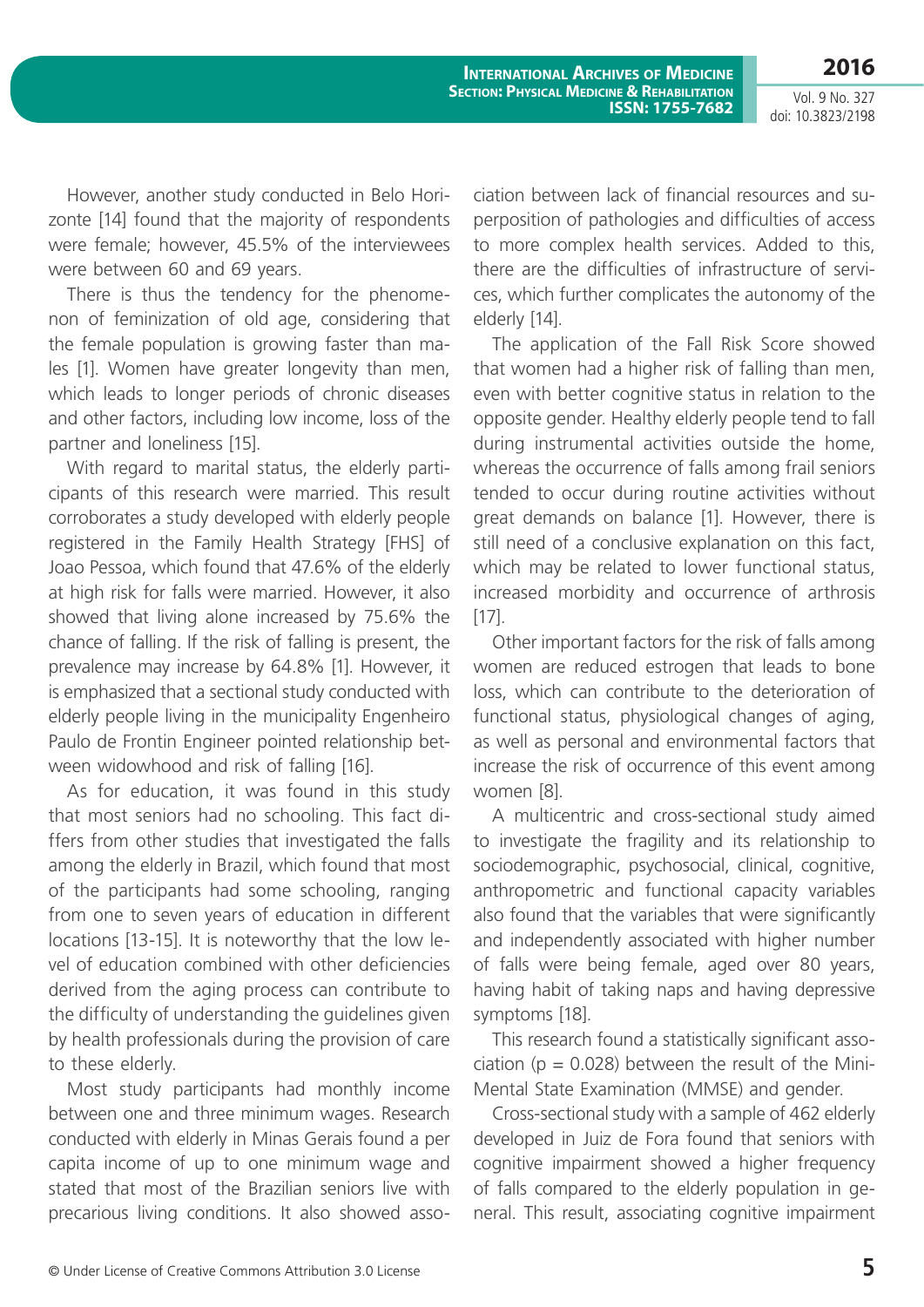However, another study conducted in Belo Horizonte [14] found that the majority of respondents were female; however, 45.5% of the interviewees were between 60 and 69 years.

There is thus the tendency for the phenomenon of feminization of old age, considering that the female population is growing faster than males [1]. Women have greater longevity than men, which leads to longer periods of chronic diseases and other factors, including low income, loss of the partner and loneliness [15].

With regard to marital status, the elderly participants of this research were married. This result corroborates a study developed with elderly people registered in the Family Health Strategy [FHS] of Joao Pessoa, which found that 47.6% of the elderly at high risk for falls were married. However, it also showed that living alone increased by 75.6% the chance of falling. If the risk of falling is present, the prevalence may increase by 64.8% [1]. However, it is emphasized that a sectional study conducted with elderly people living in the municipality Engenheiro Paulo de Frontin Engineer pointed relationship between widowhood and risk of falling [16].

As for education, it was found in this study that most seniors had no schooling. This fact differs from other studies that investigated the falls among the elderly in Brazil, which found that most of the participants had some schooling, ranging from one to seven years of education in different locations [13-15]. It is noteworthy that the low level of education combined with other deficiencies derived from the aging process can contribute to the difficulty of understanding the guidelines given by health professionals during the provision of care to these elderly.

Most study participants had monthly income between one and three minimum wages. Research conducted with elderly in Minas Gerais found a per capita income of up to one minimum wage and stated that most of the Brazilian seniors live with precarious living conditions. It also showed association between lack of financial resources and superposition of pathologies and difficulties of access to more complex health services. Added to this, there are the difficulties of infrastructure of services, which further complicates the autonomy of the elderly [14].

The application of the Fall Risk Score showed that women had a higher risk of falling than men, even with better cognitive status in relation to the opposite gender. Healthy elderly people tend to fall during instrumental activities outside the home, whereas the occurrence of falls among frail seniors tended to occur during routine activities without great demands on balance [1]. However, there is still need of a conclusive explanation on this fact, which may be related to lower functional status, increased morbidity and occurrence of arthrosis [17].

Other important factors for the risk of falls among women are reduced estrogen that leads to bone loss, which can contribute to the deterioration of functional status, physiological changes of aging, as well as personal and environmental factors that increase the risk of occurrence of this event among women [8].

A multicentric and cross-sectional study aimed to investigate the fragility and its relationship to sociodemographic, psychosocial, clinical, cognitive, anthropometric and functional capacity variables also found that the variables that were significantly and independently associated with higher number of falls were being female, aged over 80 years, having habit of taking naps and having depressive symptoms [18].

This research found a statistically significant association ($p = 0.028$) between the result of the Mini-Mental State Examination (MMSE) and gender.

Cross-sectional study with a sample of 462 elderly developed in Juiz de Fora found that seniors with cognitive impairment showed a higher frequency of falls compared to the elderly population in general. This result, associating cognitive impairment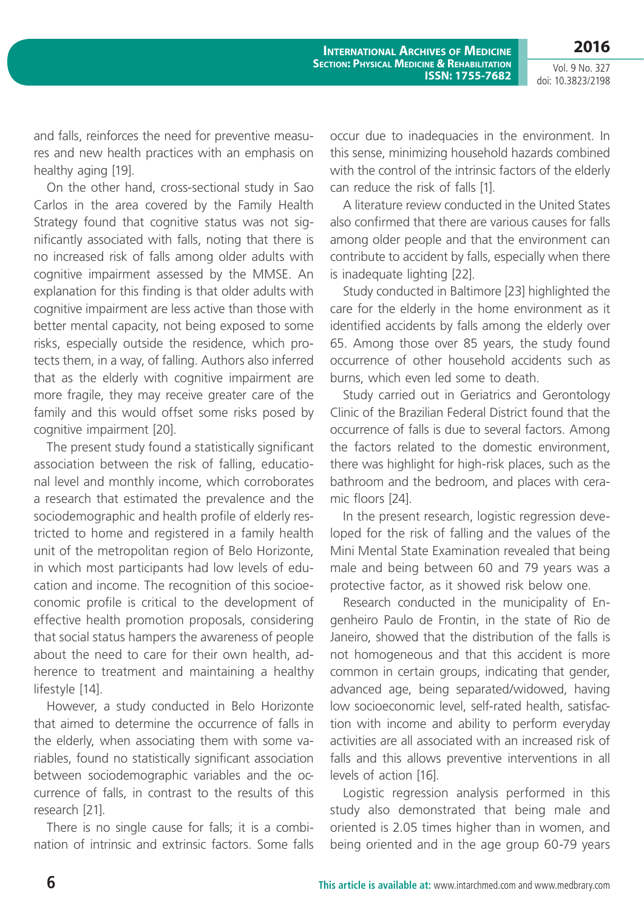and falls, reinforces the need for preventive measures and new health practices with an emphasis on healthy aging [19].

On the other hand, cross-sectional study in Sao Carlos in the area covered by the Family Health Strategy found that cognitive status was not significantly associated with falls, noting that there is no increased risk of falls among older adults with cognitive impairment assessed by the MMSE. An explanation for this finding is that older adults with cognitive impairment are less active than those with better mental capacity, not being exposed to some risks, especially outside the residence, which protects them, in a way, of falling. Authors also inferred that as the elderly with cognitive impairment are more fragile, they may receive greater care of the family and this would offset some risks posed by cognitive impairment [20].

The present study found a statistically significant association between the risk of falling, educational level and monthly income, which corroborates a research that estimated the prevalence and the sociodemographic and health profile of elderly restricted to home and registered in a family health unit of the metropolitan region of Belo Horizonte, in which most participants had low levels of education and income. The recognition of this socioeconomic profile is critical to the development of effective health promotion proposals, considering that social status hampers the awareness of people about the need to care for their own health, adherence to treatment and maintaining a healthy lifestyle [14].

However, a study conducted in Belo Horizonte that aimed to determine the occurrence of falls in the elderly, when associating them with some variables, found no statistically significant association between sociodemographic variables and the occurrence of falls, in contrast to the results of this research [21].

There is no single cause for falls; it is a combination of intrinsic and extrinsic factors. Some falls occur due to inadequacies in the environment. In this sense, minimizing household hazards combined with the control of the intrinsic factors of the elderly can reduce the risk of falls [1].

A literature review conducted in the United States also confirmed that there are various causes for falls among older people and that the environment can contribute to accident by falls, especially when there is inadequate lighting [22].

Study conducted in Baltimore [23] highlighted the care for the elderly in the home environment as it identified accidents by falls among the elderly over 65. Among those over 85 years, the study found occurrence of other household accidents such as burns, which even led some to death.

Study carried out in Geriatrics and Gerontology Clinic of the Brazilian Federal District found that the occurrence of falls is due to several factors. Among the factors related to the domestic environment, there was highlight for high-risk places, such as the bathroom and the bedroom, and places with ceramic floors [24].

In the present research, logistic regression developed for the risk of falling and the values of the Mini Mental State Examination revealed that being male and being between 60 and 79 years was a protective factor, as it showed risk below one.

Research conducted in the municipality of Engenheiro Paulo de Frontin, in the state of Rio de Janeiro, showed that the distribution of the falls is not homogeneous and that this accident is more common in certain groups, indicating that gender, advanced age, being separated/widowed, having low socioeconomic level, self-rated health, satisfaction with income and ability to perform everyday activities are all associated with an increased risk of falls and this allows preventive interventions in all levels of action [16].

Logistic regression analysis performed in this study also demonstrated that being male and oriented is 2.05 times higher than in women, and being oriented and in the age group 60-79 years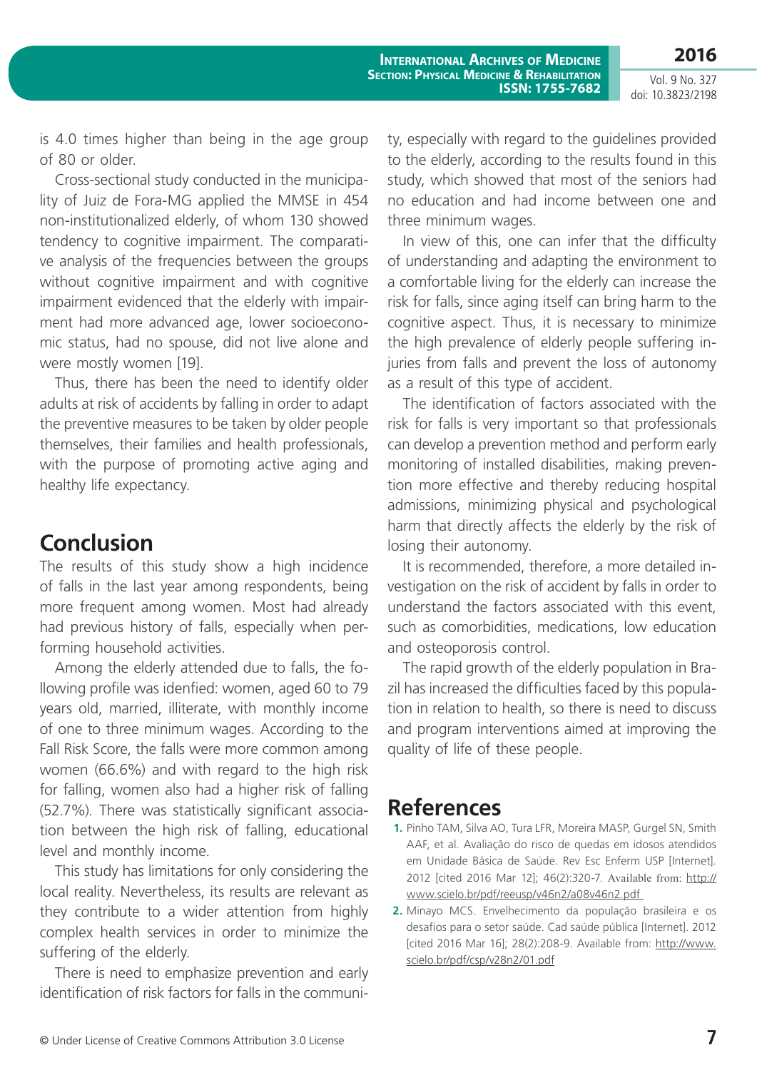is 4.0 times higher than being in the age group of 80 or older.

Cross-sectional study conducted in the municipality of Juiz de Fora-MG applied the MMSE in 454 non-institutionalized elderly, of whom 130 showed tendency to cognitive impairment. The comparative analysis of the frequencies between the groups without cognitive impairment and with cognitive impairment evidenced that the elderly with impairment had more advanced age, lower socioeconomic status, had no spouse, did not live alone and were mostly women [19].

Thus, there has been the need to identify older adults at risk of accidents by falling in order to adapt the preventive measures to be taken by older people themselves, their families and health professionals, with the purpose of promoting active aging and healthy life expectancy.

## Conclusion

The results of this study show a high incidence of falls in the last year among respondents, being more frequent among women. Most had already had previous history of falls, especially when performing household activities.

Among the elderly attended due to falls, the following profile was idenfied: women, aged 60 to 79 years old, married, illiterate, with monthly income of one to three minimum wages. According to the Fall Risk Score, the falls were more common among women (66.6%) and with regard to the high risk for falling, women also had a higher risk of falling (52.7%). There was statistically significant association between the high risk of falling, educational level and monthly income.

This study has limitations for only considering the local reality. Nevertheless, its results are relevant as they contribute to a wider attention from highly complex health services in order to minimize the suffering of the elderly.

There is need to emphasize prevention and early identification of risk factors for falls in the community, especially with regard to the guidelines provided to the elderly, according to the results found in this study, which showed that most of the seniors had no education and had income between one and three minimum wages.

In view of this, one can infer that the difficulty of understanding and adapting the environment to a comfortable living for the elderly can increase the risk for falls, since aging itself can bring harm to the cognitive aspect. Thus, it is necessary to minimize the high prevalence of elderly people suffering injuries from falls and prevent the loss of autonomy as a result of this type of accident.

The identification of factors associated with the risk for falls is very important so that professionals can develop a prevention method and perform early monitoring of installed disabilities, making prevention more effective and thereby reducing hospital admissions, minimizing physical and psychological harm that directly affects the elderly by the risk of losing their autonomy.

It is recommended, therefore, a more detailed investigation on the risk of accident by falls in order to understand the factors associated with this event, such as comorbidities, medications, low education and osteoporosis control.

The rapid growth of the elderly population in Brazil has increased the difficulties faced by this population in relation to health, so there is need to discuss and program interventions aimed at improving the quality of life of these people.

## References

1. Pinho TAM, Silva AO, Tura LFR, Moreira MASP, Gurgel SN, Smith AAF, et al. Avaliação do risco de quedas em idosos atendidos em Unidade Básica de Saúde. Rev Esc Enferm USP [Internet]. 2012 [cited 2016 Mar 12]; 46(2):320-7. Available from: http://www.scielo.br/pdf/reeusp/v46n2/a08v46n2.pdf
2. Minayo MCS. Envelhecimento da população brasileira e os desafios para o setor saúde. Cad saúde pública [Internet]. 2012 [cited 2016 Mar 16]; 28(2):208-9. Available from: http://www.scielo.br/pdf/csp/v28n2/01.pdf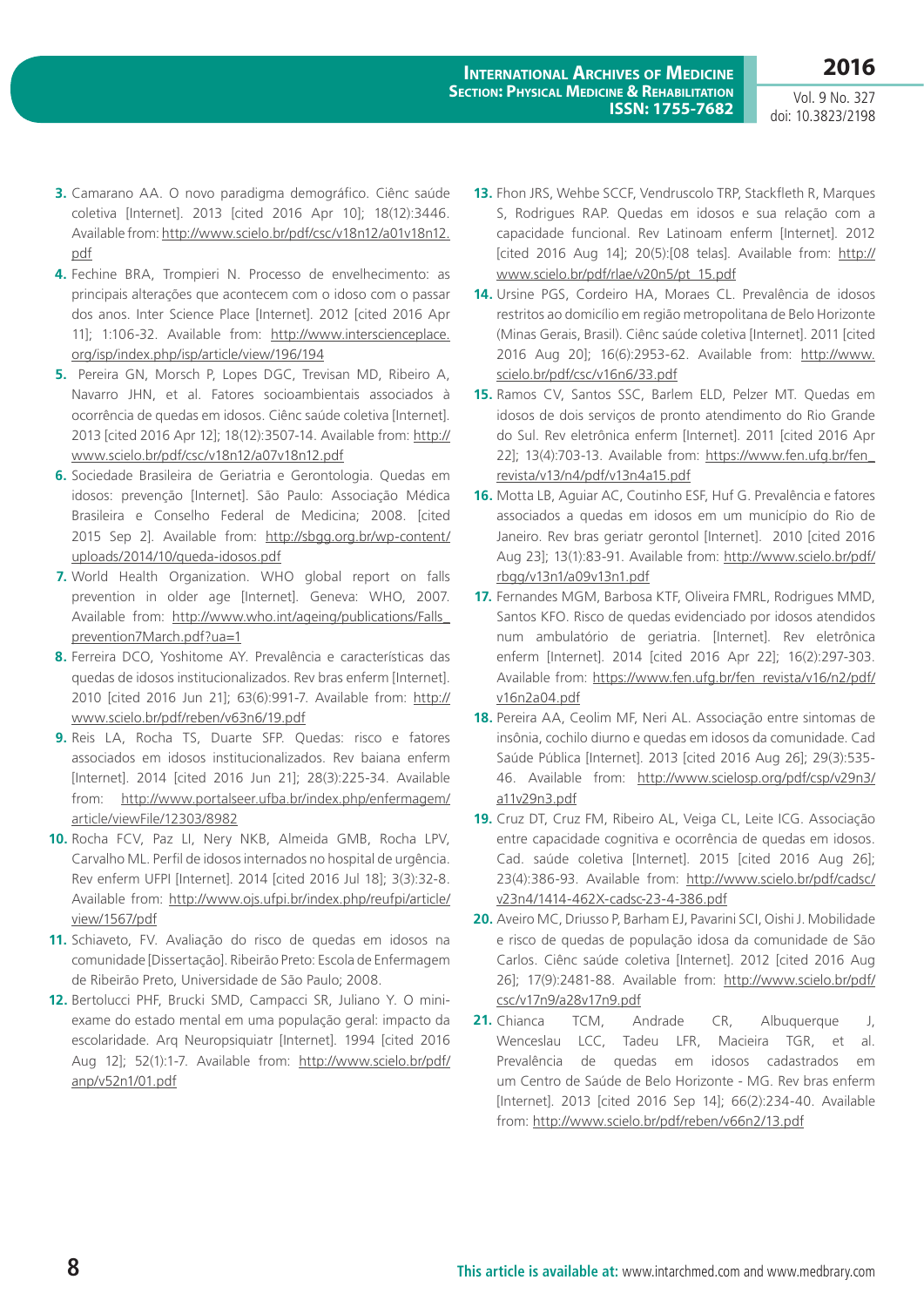3. Camarano AA. O novo paradigma demográfico. Ciênc saúde coletiva [Internet]. 2013 [cited 2016 Apr 10]; 18(12):3446. Available from: http://www.scielo.br/pdf/csc/v18n12/a01v18n12.pdf
4. Fechine BRA, Trompieri N. Processo de envelhecimento: as principais alterações que acontecem com o idoso com o passar dos anos. Inter Science Place [Internet]. 2012 [cited 2016 Apr 11]; 1:106-32. Available from: http://www.interscienceplace.org/isp/index.php/isp/article/view/196/194
5. Pereira GN, Morsch P, Lopes DGC, Trevisan MD, Ribeiro A, Navarro JHN, et al. Fatores socioambientais associados à ocorrência de quedas em idosos. Ciênc saúde coletiva [Internet]. 2013 [cited 2016 Apr 12]; 18(12):3507-14. Available from: http://www.scielo.br/pdf/csc/v18n12/a07v18n12.pdf
6. Sociedade Brasileira de Geriatria e Gerontologia. Quedas em idosos: prevenção [Internet]. São Paulo: Associação Médica Brasileira e Conselho Federal de Medicina; 2008. [cited 2015 Sep 2]. Available from: http://sbgg.org.br/wp-content/uploads/2014/10/queda-idosos.pdf
7. World Health Organization. WHO global report on falls prevention in older age [Internet]. Geneva: WHO, 2007. Available from: http://www.who.int/ageing/publications/Falls_prevention7March.pdf?ua=1
8. Ferreira DCO, Yoshitome AY. Prevalência e características das quedas de idosos institucionalizados. Rev bras enferm [Internet]. 2010 [cited 2016 Jun 21]; 63(6):991-7. Available from: http://www.scielo.br/pdf/reben/v63n6/19.pdf
9. Reis LA, Rocha TS, Duarte SFP. Quedas: risco e fatores associados em idosos institucionalizados. Rev baiana enferm [Internet]. 2014 [cited 2016 Jun 21]; 28(3):225-34. Available from: http://www.portalseer.ufba.br/index.php/enfermagem/article/viewFile/12303/8982
10. Rocha FCV, Paz LI, Nery NKB, Almeida GMB, Rocha LPV, Carvalho ML. Perfil de idosos internados no hospital de urgência. Rev enferm UFPI [Internet]. 2014 [cited 2016 Jul 18]; 3(3):32-8. Available from: http://www.ojs.ufpi.br/index.php/reufpi/article/view/1567/pdf
11. Schiaveto, FV. Avaliação do risco de quedas em idosos na comunidade [Dissertação]. Ribeirão Preto: Escola de Enfermagem de Ribeirão Preto, Universidade de São Paulo; 2008.
12. Bertolucci PHF, Brucki SMD, Campacci SR, Juliano Y. O mini-exame do estado mental em uma população geral: impacto da escolaridade. Arq Neuropsiquiatr [Internet]. 1994 [cited 2016 Aug 12]; 52(1):1-7. Available from: http://www.scielo.br/pdf/anp/v52n1/01.pdf
13. Fhon JRS, Wehbe SCCF, Vendruscolo TRP, Stackfleth R, Marques S, Rodrigues RAP. Quedas em idosos e sua relação com a capacidade funcional. Rev Latinoam enferm [Internet]. 2012 [cited 2016 Aug 14]; 20(5):[08 telas]. Available from: http://www.scielo.br/pdf/rlae/v20n5/pt_15.pdf
14. Ursine PGS, Cordeiro HA, Moraes CL. Prevalência de idosos restritos ao domicílio em região metropolitana de Belo Horizonte (Minas Gerais, Brasil). Ciênc saúde coletiva [Internet]. 2011 [cited 2016 Aug 20]; 16(6):2953-62. Available from: http://www.scielo.br/pdf/csc/v16n6/33.pdf
15. Ramos CV, Santos SSC, Barlem ELD, Pelzer MT. Quedas em idosos de dois serviços de pronto atendimento do Rio Grande do Sul. Rev eletrônica enferm [Internet]. 2011 [cited 2016 Apr 22]; 13(4):703-13. Available from: https://www.fen.ufg.br/fen_revista/v13/n4/pdf/v13n4a15.pdf
16. Motta LB, Aguiar AC, Coutinho ESF, Huf G. Prevalência e fatores associados a quedas em idosos em um município do Rio de Janeiro. Rev bras geriatr gerontol [Internet]. 2010 [cited 2016 Aug 23]; 13(1):83-91. Available from: http://www.scielo.br/pdf/rbgg/v13n1/a09v13n1.pdf
17. Fernandes MGM, Barbosa KTF, Oliveira FMRL, Rodrigues MMD, Santos KFO. Risco de quedas evidenciado por idosos atendidos num ambulatório de geriatria. [Internet]. Rev eletrônica enferm [Internet]. 2014 [cited 2016 Apr 22]; 16(2):297-303. Available from: https://www.fen.ufg.br/fen_revista/v16/n2/pdf/v16n2a04.pdf
18. Pereira AA, Ceolim MF, Neri AL. Associação entre sintomas de insônia, cochilo diurno e quedas em idosos da comunidade. Cad Saúde Pública [Internet]. 2013 [cited 2016 Aug 26]; 29(3):535-46. Available from: http://www.scielosp.org/pdf/csp/v29n3/a11v29n3.pdf
19. Cruz DT, Cruz FM, Ribeiro AL, Veiga CL, Leite ICG. Associação entre capacidade cognitiva e ocorrência de quedas em idosos. Cad. saúde coletiva [Internet]. 2015 [cited 2016 Aug 26]; 23(4):386-93. Available from: http://www.scielo.br/pdf/cadsc/v23n4/1414-462X-cadsc-23-4-386.pdf
20. Aveiro MC, Driusso P, Barham EJ, Pavarini SCI, Oishi J. Mobilidade e risco de quedas de população idosa da comunidade de São Carlos. Ciênc saúde coletiva [Internet]. 2012 [cited 2016 Aug 26]; 17(9):2481-88. Available from: http://www.scielo.br/pdf/csc/v17n9/a28v17n9.pdf
21. Chianca TCM, Andrade CR, Albuquerque J, Wenceslau LCC, Tadeu LFR, Macieira TGR, et al. Prevalência de quedas em idosos cadastrados em um Centro de Saúde de Belo Horizonte - MG. Rev bras enferm [Internet]. 2013 [cited 2016 Sep 14]; 66(2):234-40. Available from: http://www.scielo.br/pdf/reben/v66n2/13.pdf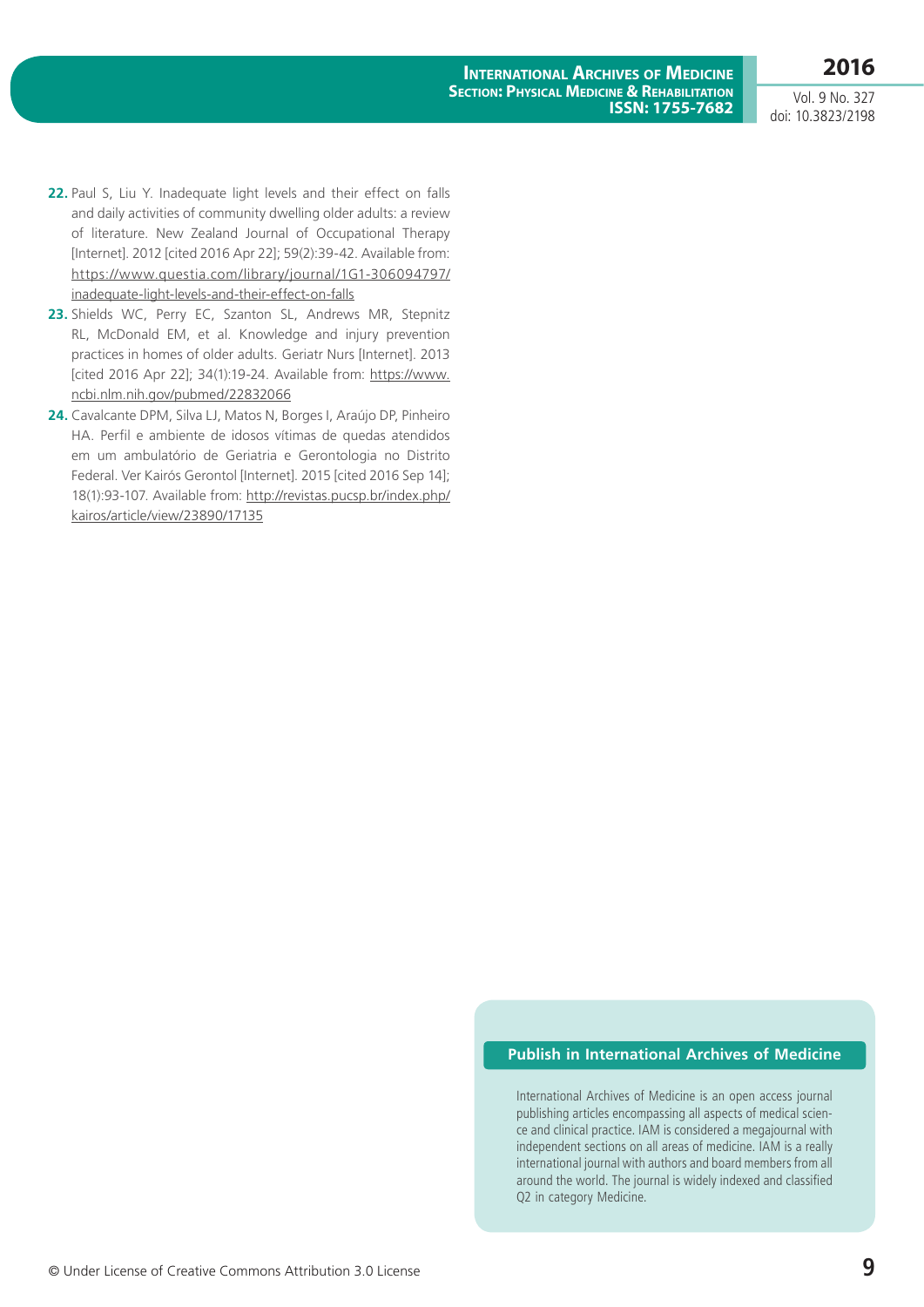22. Paul S, Liu Y. Inadequate light levels and their effect on falls and daily activities of community dwelling older adults: a review of literature. New Zealand Journal of Occupational Therapy [Internet]. 2012 [cited 2016 Apr 22]; 59(2):39-42. Available from: https://www.questia.com/library/journal/1G1-306094797/inadequate-light-levels-and-their-effect-on-falls
23. Shields WC, Perry EC, Szanton SL, Andrews MR, Stepnitz RL, McDonald EM, et al. Knowledge and injury prevention practices in homes of older adults. Geriatr Nurs [Internet]. 2013 [cited 2016 Apr 22]; 34(1):19-24. Available from: https://www.ncbi.nlm.nih.gov/pubmed/22832066
24. Cavalcante DPM, Silva LJ, Matos N, Borges I, Araújo DP, Pinheiro HA. Perfil e ambiente de idosos vítimas de quedas atendidos em um ambulatório de Geriatria e Gerontologia no Distrito Federal. Ver Kairós Gerontol [Internet]. 2015 [cited 2016 Sep 14]; 18(1):93-107. Available from: http://revistas.pucsp.br/index.php/kairos/article/view/23890/17135

**Publish in International Archives of Medicine**

International Archives of Medicine is an open access journal publishing articles encompassing all aspects of medical science and clinical practice. IAM is considered a megajournal with independent sections on all areas of medicine. IAM is a really international journal with authors and board members from all around the world. The journal is widely indexed and classified Q2 in category Medicine.

© Under License of Creative Commons Attribution 3.0 License